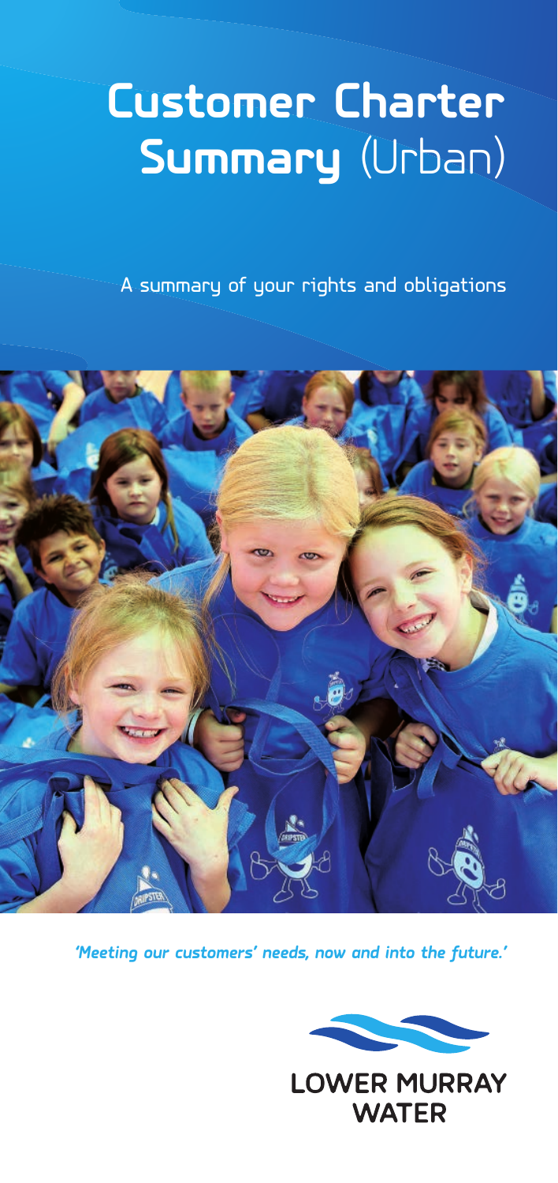# Customer Charter Summary (Urban)

A summary of your rights and obligations

*'Meeting our customers' needs, now and into the future.'*

LOWER MURRAY WATER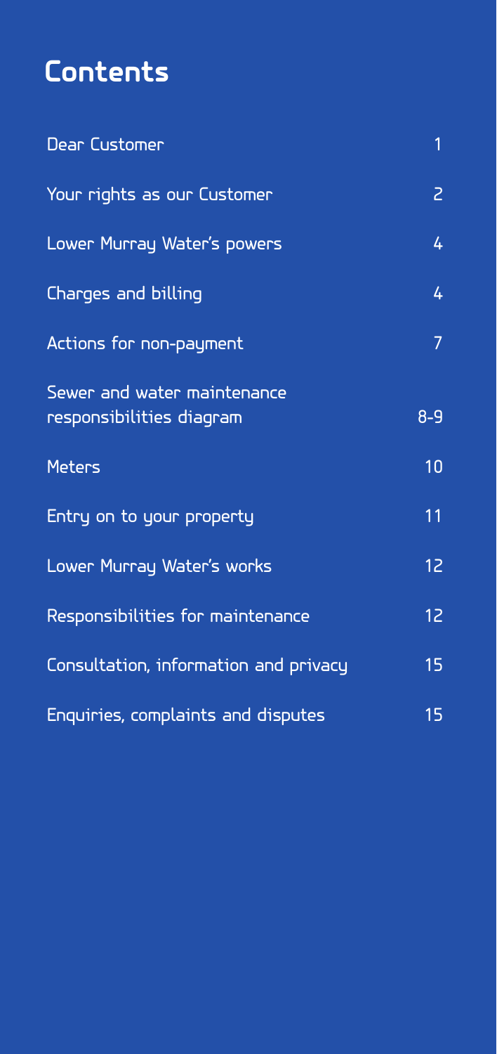# Contents

| | |
|---|---|
| Dear Customer | 1 |
| Your rights as our Customer | 2 |
| Lower Murray Water's powers | 4 |
| Charges and billing | 4 |
| Actions for non-payment | 7 |
| Sewer and water maintenance responsibilities diagram | 8-9 |
| Meters | 10 |
| Entry on to your property | 11 |
| Lower Murray Water's works | 12 |
| Responsibilities for maintenance | 12 |
| Consultation, information and privacy | 15 |
| Enquiries, complaints and disputes | 15 |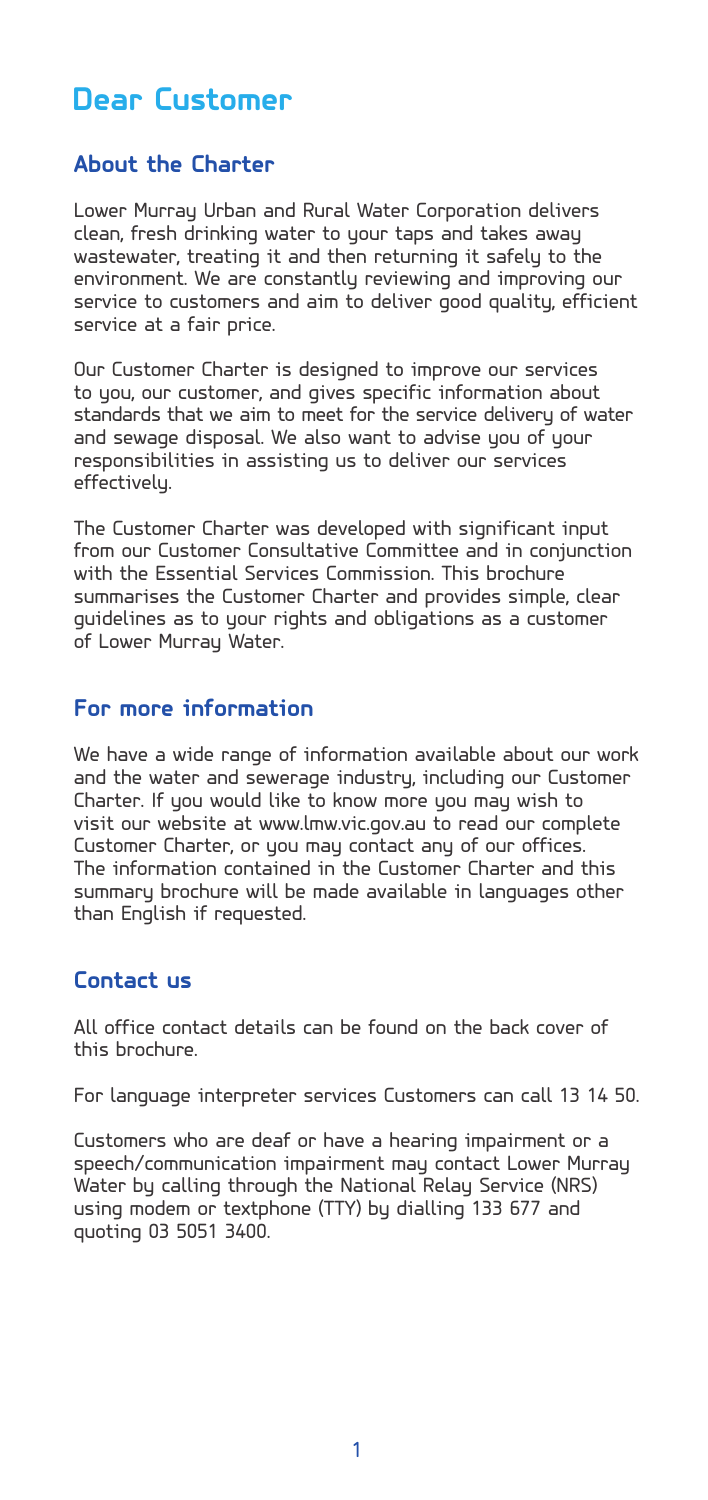# Dear Customer

## About the Charter

Lower Murray Urban and Rural Water Corporation delivers clean, fresh drinking water to your taps and takes away wastewater, treating it and then returning it safely to the environment. We are constantly reviewing and improving our service to customers and aim to deliver good quality, efficient service at a fair price.

Our Customer Charter is designed to improve our services to you, our customer, and gives specific information about standards that we aim to meet for the service delivery of water and sewage disposal. We also want to advise you of your responsibilities in assisting us to deliver our services effectively.

The Customer Charter was developed with significant input from our Customer Consultative Committee and in conjunction with the Essential Services Commission. This brochure summarises the Customer Charter and provides simple, clear guidelines as to your rights and obligations as a customer of Lower Murray Water.

## For more information

We have a wide range of information available about our work and the water and sewerage industry, including our Customer Charter. If you would like to know more you may wish to visit our website at www.lmw.vic.gov.au to read our complete Customer Charter, or you may contact any of our offices. The information contained in the Customer Charter and this summary brochure will be made available in languages other than English if requested.

## Contact us

All office contact details can be found on the back cover of this brochure.

For language interpreter services Customers can call 13 14 50.

Customers who are deaf or have a hearing impairment or a speech/communication impairment may contact Lower Murray Water by calling through the National Relay Service (NRS) using modem or textphone (TTY) by dialling 133 677 and quoting 03 5051 3400.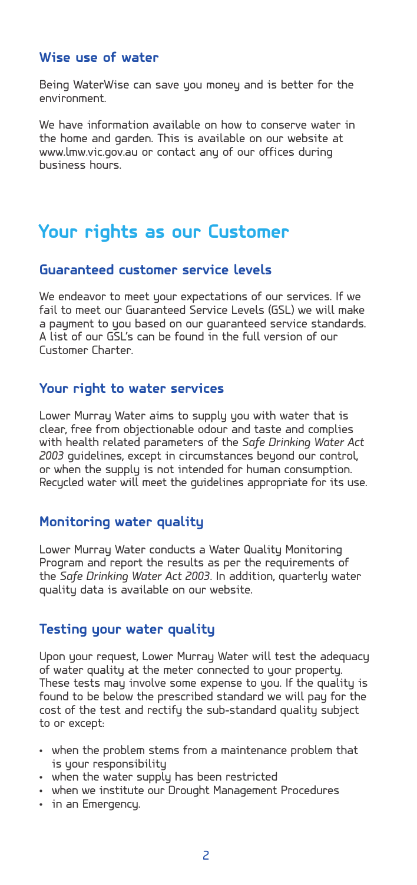### Wise use of water

Being WaterWise can save you money and is better for the environment.

We have information available on how to conserve water in the home and garden. This is available on our website at www.lmw.vic.gov.au or contact any of our offices during business hours.

## Your rights as our Customer

### Guaranteed customer service levels

We endeavor to meet your expectations of our services. If we fail to meet our Guaranteed Service Levels (GSL) we will make a payment to you based on our guaranteed service standards. A list of our GSL's can be found in the full version of our Customer Charter.

### Your right to water services

Lower Murray Water aims to supply you with water that is clear, free from objectionable odour and taste and complies with health related parameters of the *Safe Drinking Water Act 2003* guidelines, except in circumstances beyond our control, or when the supply is not intended for human consumption. Recycled water will meet the guidelines appropriate for its use.

### Monitoring water quality

Lower Murray Water conducts a Water Quality Monitoring Program and report the results as per the requirements of the *Safe Drinking Water Act 2003*. In addition, quarterly water quality data is available on our website.

### Testing your water quality

Upon your request, Lower Murray Water will test the adequacy of water quality at the meter connected to your property. These tests may involve some expense to you. If the quality is found to be below the prescribed standard we will pay for the cost of the test and rectify the sub-standard quality subject to or except:

- when the problem stems from a maintenance problem that is your responsibility
- when the water supply has been restricted
- when we institute our Drought Management Procedures
- in an Emergency.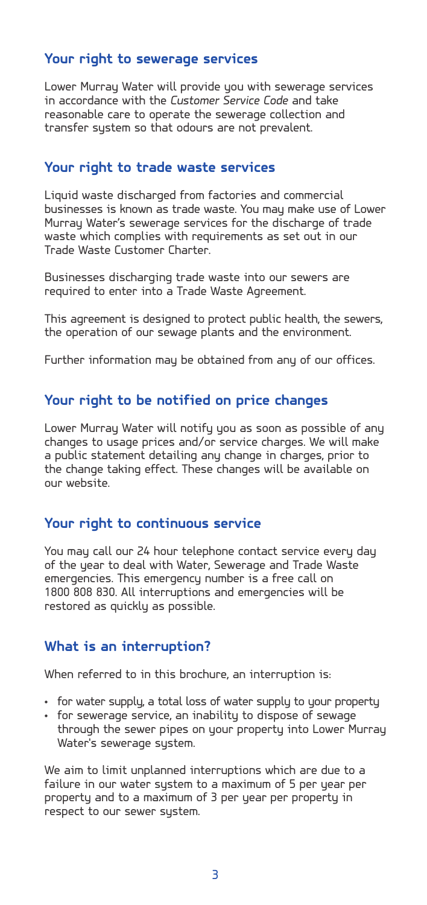## Your right to sewerage services

Lower Murray Water will provide you with sewerage services in accordance with the *Customer Service Code* and take reasonable care to operate the sewerage collection and transfer system so that odours are not prevalent.

## Your right to trade waste services

Liquid waste discharged from factories and commercial businesses is known as trade waste. You may make use of Lower Murray Water's sewerage services for the discharge of trade waste which complies with requirements as set out in our Trade Waste Customer Charter.

Businesses discharging trade waste into our sewers are required to enter into a Trade Waste Agreement.

This agreement is designed to protect public health, the sewers, the operation of our sewage plants and the environment.

Further information may be obtained from any of our offices.

## Your right to be notified on price changes

Lower Murray Water will notify you as soon as possible of any changes to usage prices and/or service charges. We will make a public statement detailing any change in charges, prior to the change taking effect. These changes will be available on our website.

## Your right to continuous service

You may call our 24 hour telephone contact service every day of the year to deal with Water, Sewerage and Trade Waste emergencies. This emergency number is a free call on 1800 808 830. All interruptions and emergencies will be restored as quickly as possible.

## What is an interruption?

When referred to in this brochure, an interruption is:

- for water supply, a total loss of water supply to your property
- for sewerage service, an inability to dispose of sewage through the sewer pipes on your property into Lower Murray Water's sewerage system.

We aim to limit unplanned interruptions which are due to a failure in our water system to a maximum of 5 per year per property and to a maximum of 3 per year per property in respect to our sewer system.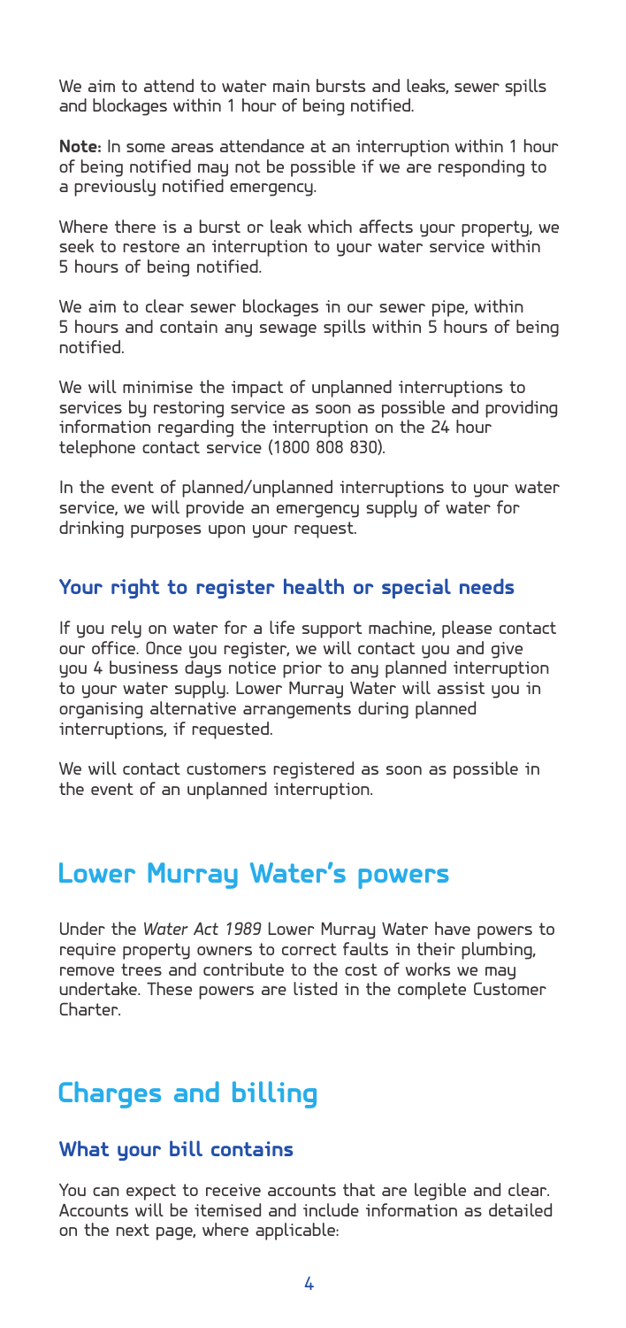We aim to attend to water main bursts and leaks, sewer spills and blockages within 1 hour of being notified.

**Note:** In some areas attendance at an interruption within 1 hour of being notified may not be possible if we are responding to a previously notified emergency.

Where there is a burst or leak which affects your property, we seek to restore an interruption to your water service within 5 hours of being notified.

We aim to clear sewer blockages in our sewer pipe, within 5 hours and contain any sewage spills within 5 hours of being notified.

We will minimise the impact of unplanned interruptions to services by restoring service as soon as possible and providing information regarding the interruption on the 24 hour telephone contact service (1800 808 830).

In the event of planned/unplanned interruptions to your water service, we will provide an emergency supply of water for drinking purposes upon your request.

### Your right to register health or special needs

If you rely on water for a life support machine, please contact our office. Once you register, we will contact you and give you 4 business days notice prior to any planned interruption to your water supply. Lower Murray Water will assist you in organising alternative arrangements during planned interruptions, if requested.

We will contact customers registered as soon as possible in the event of an unplanned interruption.

## Lower Murray Water's powers

Under the *Water Act 1989* Lower Murray Water have powers to require property owners to correct faults in their plumbing, remove trees and contribute to the cost of works we may undertake. These powers are listed in the complete Customer Charter.

## Charges and billing

### What your bill contains

You can expect to receive accounts that are legible and clear. Accounts will be itemised and include information as detailed on the next page, where applicable: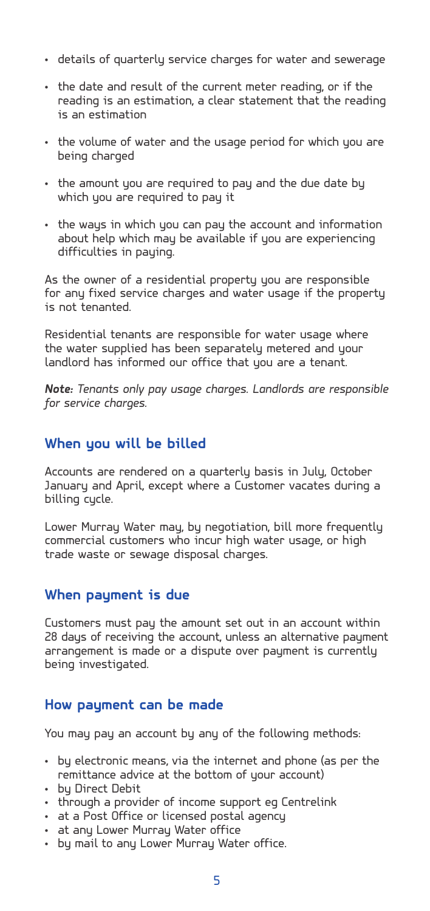- details of quarterly service charges for water and sewerage
- the date and result of the current meter reading, or if the reading is an estimation, a clear statement that the reading is an estimation
- the volume of water and the usage period for which you are being charged
- the amount you are required to pay and the due date by which you are required to pay it
- the ways in which you can pay the account and information about help which may be available if you are experiencing difficulties in paying.

As the owner of a residential property you are responsible for any fixed service charges and water usage if the property is not tenanted.

Residential tenants are responsible for water usage where the water supplied has been separately metered and your landlord has informed our office that you are a tenant.

***Note:*** *Tenants only pay usage charges. Landlords are responsible for service charges.*

## When you will be billed

Accounts are rendered on a quarterly basis in July, October January and April, except where a Customer vacates during a billing cycle.

Lower Murray Water may, by negotiation, bill more frequently commercial customers who incur high water usage, or high trade waste or sewage disposal charges.

## When payment is due

Customers must pay the amount set out in an account within 28 days of receiving the account, unless an alternative payment arrangement is made or a dispute over payment is currently being investigated.

## How payment can be made

You may pay an account by any of the following methods:

- by electronic means, via the internet and phone (as per the remittance advice at the bottom of your account)
- by Direct Debit
- through a provider of income support eg Centrelink
- at a Post Office or licensed postal agency
- at any Lower Murray Water office
- by mail to any Lower Murray Water office.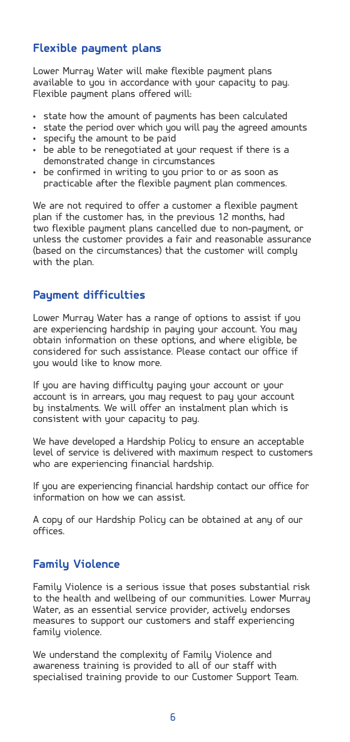## Flexible payment plans

Lower Murray Water will make flexible payment plans available to you in accordance with your capacity to pay. Flexible payment plans offered will:

- state how the amount of payments has been calculated
- state the period over which you will pay the agreed amounts
- specify the amount to be paid
- be able to be renegotiated at your request if there is a demonstrated change in circumstances
- be confirmed in writing to you prior to or as soon as practicable after the flexible payment plan commences.

We are not required to offer a customer a flexible payment plan if the customer has, in the previous 12 months, had two flexible payment plans cancelled due to non-payment, or unless the customer provides a fair and reasonable assurance (based on the circumstances) that the customer will comply with the plan.

## Payment difficulties

Lower Murray Water has a range of options to assist if you are experiencing hardship in paying your account. You may obtain information on these options, and where eligible, be considered for such assistance. Please contact our office if you would like to know more.

If you are having difficulty paying your account or your account is in arrears, you may request to pay your account by instalments. We will offer an instalment plan which is consistent with your capacity to pay.

We have developed a Hardship Policy to ensure an acceptable level of service is delivered with maximum respect to customers who are experiencing financial hardship.

If you are experiencing financial hardship contact our office for information on how we can assist.

A copy of our Hardship Policy can be obtained at any of our offices.

## Family Violence

Family Violence is a serious issue that poses substantial risk to the health and wellbeing of our communities. Lower Murray Water, as an essential service provider, actively endorses measures to support our customers and staff experiencing family violence.

We understand the complexity of Family Violence and awareness training is provided to all of our staff with specialised training provide to our Customer Support Team.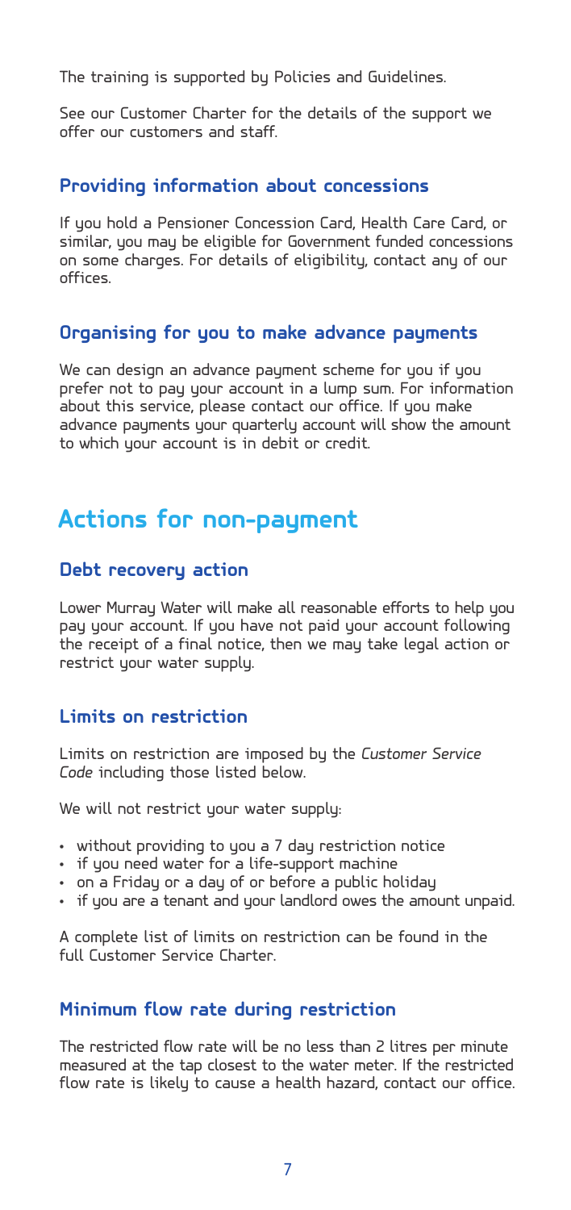The training is supported by Policies and Guidelines.

See our Customer Charter for the details of the support we offer our customers and staff.

### Providing information about concessions

If you hold a Pensioner Concession Card, Health Care Card, or similar, you may be eligible for Government funded concessions on some charges. For details of eligibility, contact any of our offices.

### Organising for you to make advance payments

We can design an advance payment scheme for you if you prefer not to pay your account in a lump sum. For information about this service, please contact our office. If you make advance payments your quarterly account will show the amount to which your account is in debit or credit.

## Actions for non-payment

### Debt recovery action

Lower Murray Water will make all reasonable efforts to help you pay your account. If you have not paid your account following the receipt of a final notice, then we may take legal action or restrict your water supply.

### Limits on restriction

Limits on restriction are imposed by the *Customer Service Code* including those listed below.

We will not restrict your water supply:

- without providing to you a 7 day restriction notice
- if you need water for a life-support machine
- on a Friday or a day of or before a public holiday
- if you are a tenant and your landlord owes the amount unpaid.

A complete list of limits on restriction can be found in the full Customer Service Charter.

### Minimum flow rate during restriction

The restricted flow rate will be no less than 2 litres per minute measured at the tap closest to the water meter. If the restricted flow rate is likely to cause a health hazard, contact our office.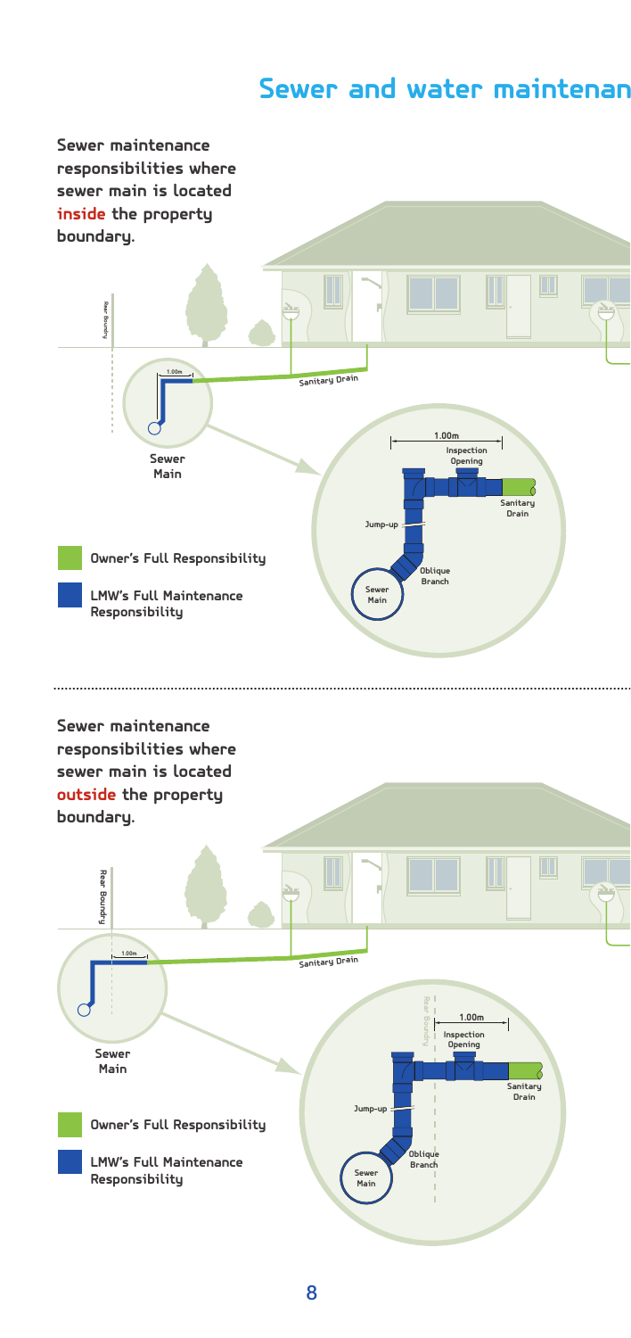# Sewer and water maintenan

## Sewer maintenance responsibilities where sewer main is located **inside** the property boundary.

Rear Boundry

1.00m

Sanitary Drain

Sewer Main

1.00m

Inspection Opening

Sanitary Drain

Jump-up

Oblique Branch

Sewer Main

Owner's Full Responsibility

LMW's Full Maintenance Responsibility

## Sewer maintenance responsibilities where sewer main is located **outside** the property boundary.

Rear Boundry

1.00m

Sanitary Drain

Sewer Main

Rear Boundry

1.00m

Inspection Opening

Sanitary Drain

Jump-up

Oblique Branch

Sewer Main

Owner's Full Responsibility

LMW's Full Maintenance Responsibility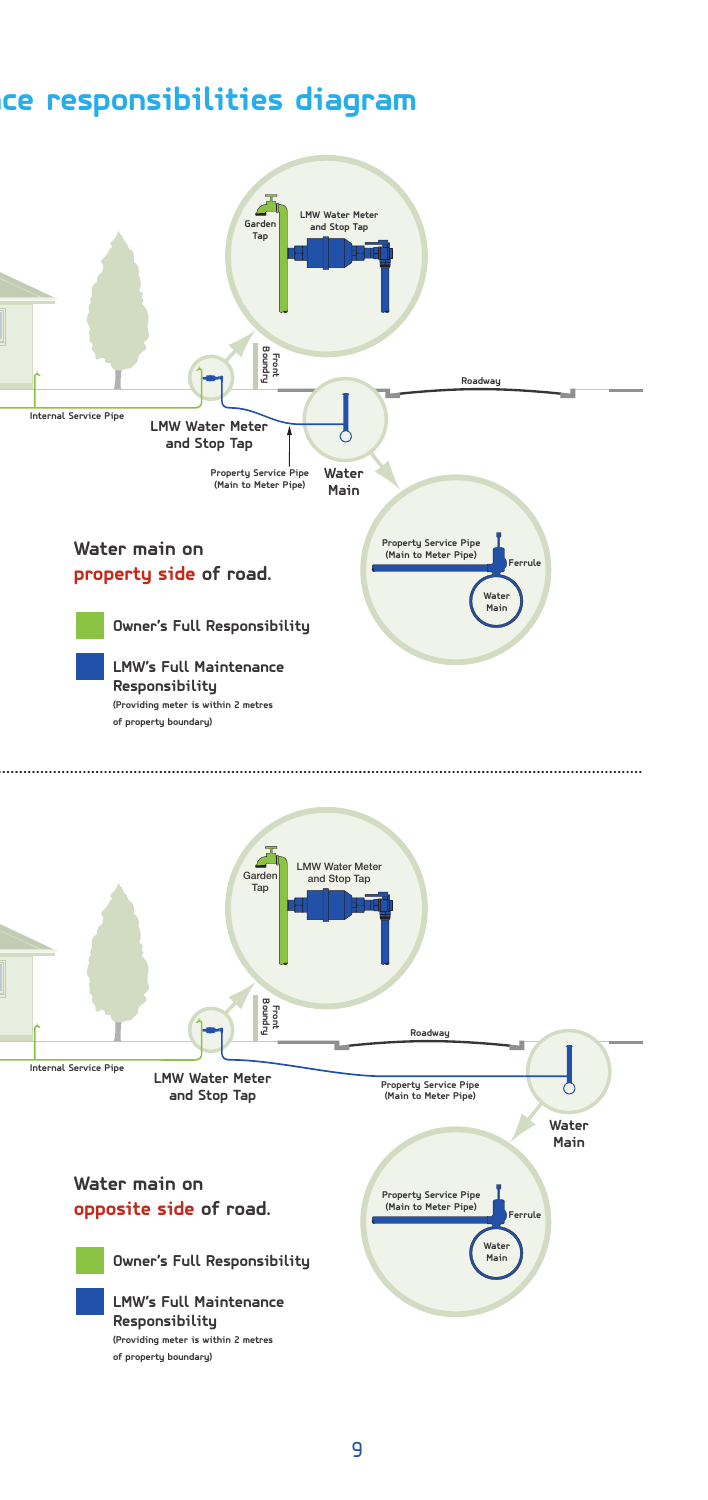# ...ce responsibilities diagram

Garden Tap

LMW Water Meter and Stop Tap

Front Boundry

Roadway

Internal Service Pipe

LMW Water Meter and Stop Tap

Property Service Pipe (Main to Meter Pipe)

Water Main

Property Service Pipe (Main to Meter Pipe)

Ferrule

Water Main

## Water main on **property side** of road.

Owner's Full Responsibility

**LMW's Full Maintenance Responsibility**
(Providing meter is within 2 metres of property boundary)

---

Garden Tap

LMW Water Meter and Stop Tap

Front Boundry

Roadway

Internal Service Pipe

LMW Water Meter and Stop Tap

Property Service Pipe (Main to Meter Pipe)

Water Main

Property Service Pipe (Main to Meter Pipe)

Ferrule

Water Main

## Water main on **opposite side** of road.

Owner's Full Responsibility

**LMW's Full Maintenance Responsibility**
(Providing meter is within 2 metres of property boundary)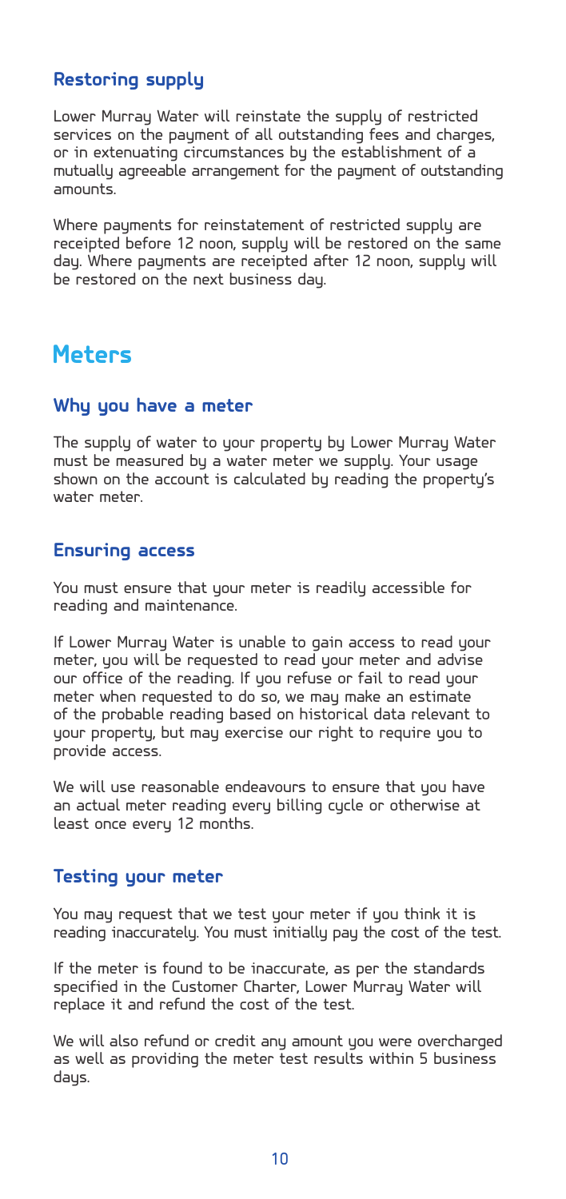### Restoring supply

Lower Murray Water will reinstate the supply of restricted services on the payment of all outstanding fees and charges, or in extenuating circumstances by the establishment of a mutually agreeable arrangement for the payment of outstanding amounts.

Where payments for reinstatement of restricted supply are receipted before 12 noon, supply will be restored on the same day. Where payments are receipted after 12 noon, supply will be restored on the next business day.

## Meters

### Why you have a meter

The supply of water to your property by Lower Murray Water must be measured by a water meter we supply. Your usage shown on the account is calculated by reading the property's water meter.

### Ensuring access

You must ensure that your meter is readily accessible for reading and maintenance.

If Lower Murray Water is unable to gain access to read your meter, you will be requested to read your meter and advise our office of the reading. If you refuse or fail to read your meter when requested to do so, we may make an estimate of the probable reading based on historical data relevant to your property, but may exercise our right to require you to provide access.

We will use reasonable endeavours to ensure that you have an actual meter reading every billing cycle or otherwise at least once every 12 months.

### Testing your meter

You may request that we test your meter if you think it is reading inaccurately. You must initially pay the cost of the test.

If the meter is found to be inaccurate, as per the standards specified in the Customer Charter, Lower Murray Water will replace it and refund the cost of the test.

We will also refund or credit any amount you were overcharged as well as providing the meter test results within 5 business days.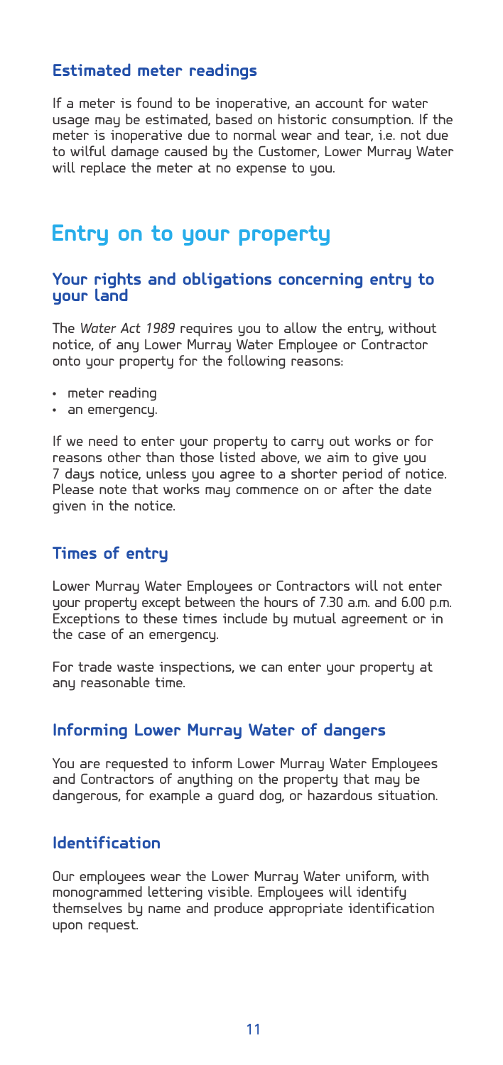### Estimated meter readings

If a meter is found to be inoperative, an account for water usage may be estimated, based on historic consumption. If the meter is inoperative due to normal wear and tear, i.e. not due to wilful damage caused by the Customer, Lower Murray Water will replace the meter at no expense to you.

## Entry on to your property

### Your rights and obligations concerning entry to your land

The *Water Act 1989* requires you to allow the entry, without notice, of any Lower Murray Water Employee or Contractor onto your property for the following reasons:

- meter reading
- an emergency.

If we need to enter your property to carry out works or for reasons other than those listed above, we aim to give you 7 days notice, unless you agree to a shorter period of notice. Please note that works may commence on or after the date given in the notice.

### Times of entry

Lower Murray Water Employees or Contractors will not enter your property except between the hours of 7.30 a.m. and 6.00 p.m. Exceptions to these times include by mutual agreement or in the case of an emergency.

For trade waste inspections, we can enter your property at any reasonable time.

### Informing Lower Murray Water of dangers

You are requested to inform Lower Murray Water Employees and Contractors of anything on the property that may be dangerous, for example a guard dog, or hazardous situation.

### Identification

Our employees wear the Lower Murray Water uniform, with monogrammed lettering visible. Employees will identify themselves by name and produce appropriate identification upon request.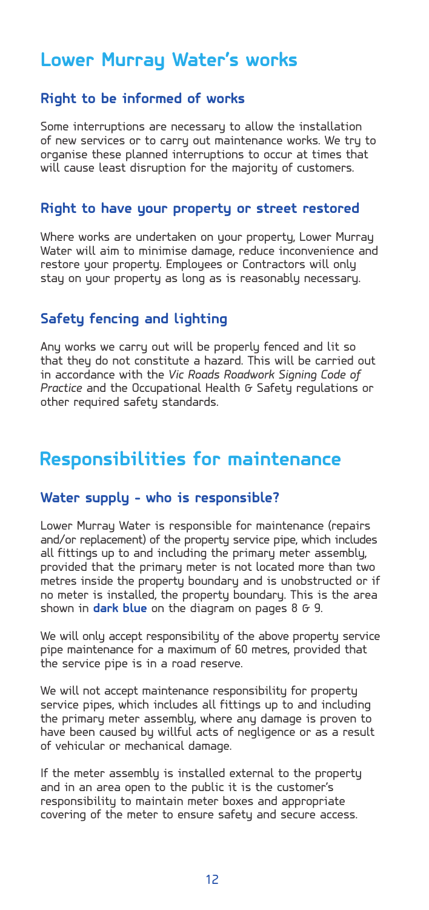# Lower Murray Water's works

### Right to be informed of works

Some interruptions are necessary to allow the installation of new services or to carry out maintenance works. We try to organise these planned interruptions to occur at times that will cause least disruption for the majority of customers.

### Right to have your property or street restored

Where works are undertaken on your property, Lower Murray Water will aim to minimise damage, reduce inconvenience and restore your property. Employees or Contractors will only stay on your property as long as is reasonably necessary.

### Safety fencing and lighting

Any works we carry out will be properly fenced and lit so that they do not constitute a hazard. This will be carried out in accordance with the *Vic Roads Roadwork Signing Code of Practice* and the Occupational Health & Safety regulations or other required safety standards.

# Responsibilities for maintenance

### Water supply - who is responsible?

Lower Murray Water is responsible for maintenance (repairs and/or replacement) of the property service pipe, which includes all fittings up to and including the primary meter assembly, provided that the primary meter is not located more than two metres inside the property boundary and is unobstructed or if no meter is installed, the property boundary. This is the area shown in **dark blue** on the diagram on pages 8 & 9.

We will only accept responsibility of the above property service pipe maintenance for a maximum of 60 metres, provided that the service pipe is in a road reserve.

We will not accept maintenance responsibility for property service pipes, which includes all fittings up to and including the primary meter assembly, where any damage is proven to have been caused by willful acts of negligence or as a result of vehicular or mechanical damage.

If the meter assembly is installed external to the property and in an area open to the public it is the customer's responsibility to maintain meter boxes and appropriate covering of the meter to ensure safety and secure access.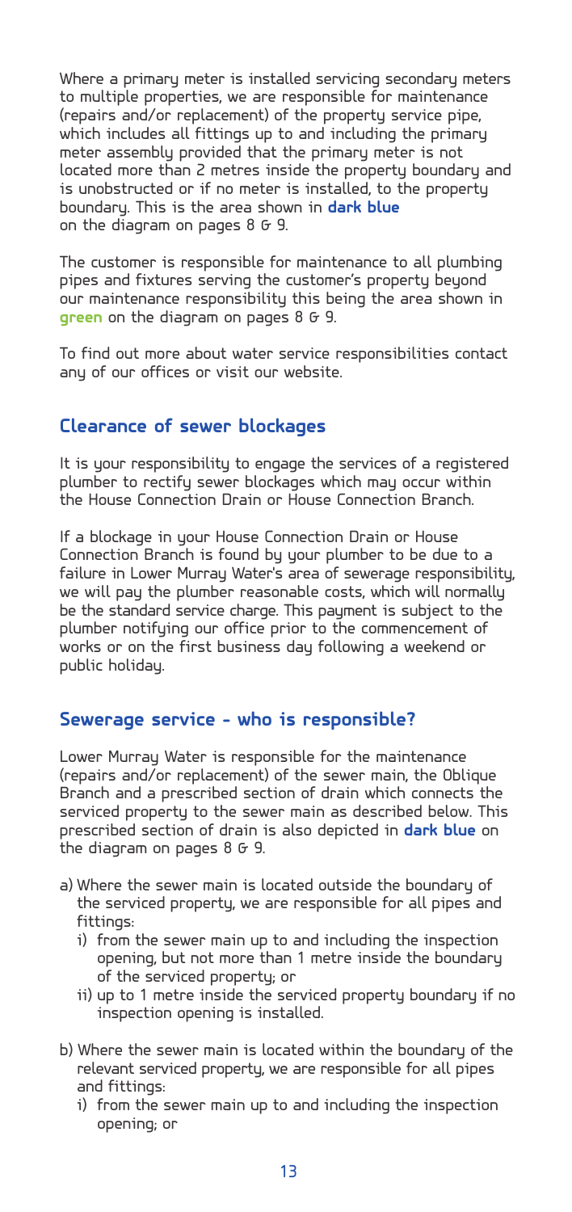Where a primary meter is installed servicing secondary meters to multiple properties, we are responsible for maintenance (repairs and/or replacement) of the property service pipe, which includes all fittings up to and including the primary meter assembly provided that the primary meter is not located more than 2 metres inside the property boundary and is unobstructed or if no meter is installed, to the property boundary. This is the area shown in **dark blue** on the diagram on pages 8 & 9.

The customer is responsible for maintenance to all plumbing pipes and fixtures serving the customer's property beyond our maintenance responsibility this being the area shown in **green** on the diagram on pages 8 & 9.

To find out more about water service responsibilities contact any of our offices or visit our website.

## Clearance of sewer blockages

It is your responsibility to engage the services of a registered plumber to rectify sewer blockages which may occur within the House Connection Drain or House Connection Branch.

If a blockage in your House Connection Drain or House Connection Branch is found by your plumber to be due to a failure in Lower Murray Water's area of sewerage responsibility, we will pay the plumber reasonable costs, which will normally be the standard service charge. This payment is subject to the plumber notifying our office prior to the commencement of works or on the first business day following a weekend or public holiday.

## Sewerage service - who is responsible?

Lower Murray Water is responsible for the maintenance (repairs and/or replacement) of the sewer main, the Oblique Branch and a prescribed section of drain which connects the serviced property to the sewer main as described below. This prescribed section of drain is also depicted in **dark blue** on the diagram on pages 8 & 9.

a) Where the sewer main is located outside the boundary of the serviced property, we are responsible for all pipes and fittings:
   i) from the sewer main up to and including the inspection opening, but not more than 1 metre inside the boundary of the serviced property; or
   ii) up to 1 metre inside the serviced property boundary if no inspection opening is installed.

b) Where the sewer main is located within the boundary of the relevant serviced property, we are responsible for all pipes and fittings:
   i) from the sewer main up to and including the inspection opening; or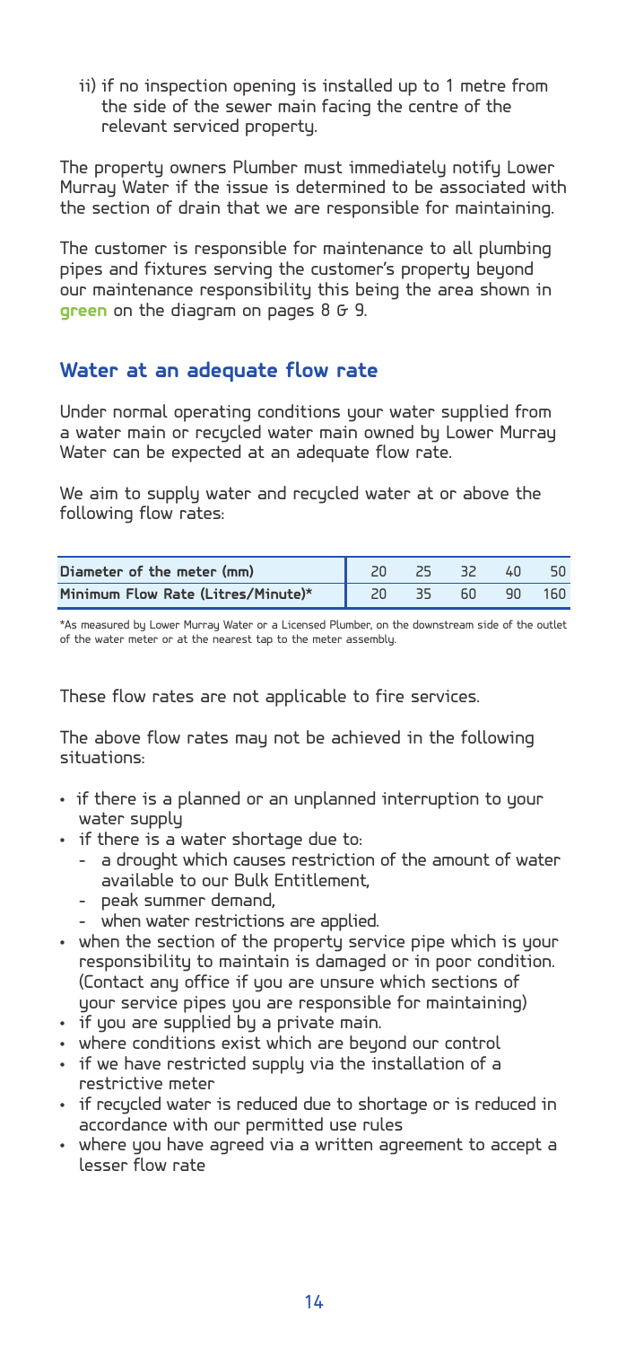ii) if no inspection opening is installed up to 1 metre from the side of the sewer main facing the centre of the relevant serviced property.

The property owners Plumber must immediately notify Lower Murray Water if the issue is determined to be associated with the section of drain that we are responsible for maintaining.

The customer is responsible for maintenance to all plumbing pipes and fixtures serving the customer's property beyond our maintenance responsibility this being the area shown in **green** on the diagram on pages 8 & 9.

## Water at an adequate flow rate

Under normal operating conditions your water supplied from a water main or recycled water main owned by Lower Murray Water can be expected at an adequate flow rate.

We aim to supply water and recycled water at or above the following flow rates:

| Diameter of the meter (mm) | 20 | 25 | 32 | 40 | 50 |
|---|---|---|---|---|---|
| Minimum Flow Rate (Litres/Minute)* | 20 | 35 | 60 | 90 | 160 |

*As measured by Lower Murray Water or a Licensed Plumber, on the downstream side of the outlet of the water meter or at the nearest tap to the meter assembly.

These flow rates are not applicable to fire services.

The above flow rates may not be achieved in the following situations:

- if there is a planned or an unplanned interruption to your water supply
- if there is a water shortage due to:
  - a drought which causes restriction of the amount of water available to our Bulk Entitlement,
  - peak summer demand,
  - when water restrictions are applied.
- when the section of the property service pipe which is your responsibility to maintain is damaged or in poor condition. (Contact any office if you are unsure which sections of your service pipes you are responsible for maintaining)
- if you are supplied by a private main.
- where conditions exist which are beyond our control
- if we have restricted supply via the installation of a restrictive meter
- if recycled water is reduced due to shortage or is reduced in accordance with our permitted use rules
- where you have agreed via a written agreement to accept a lesser flow rate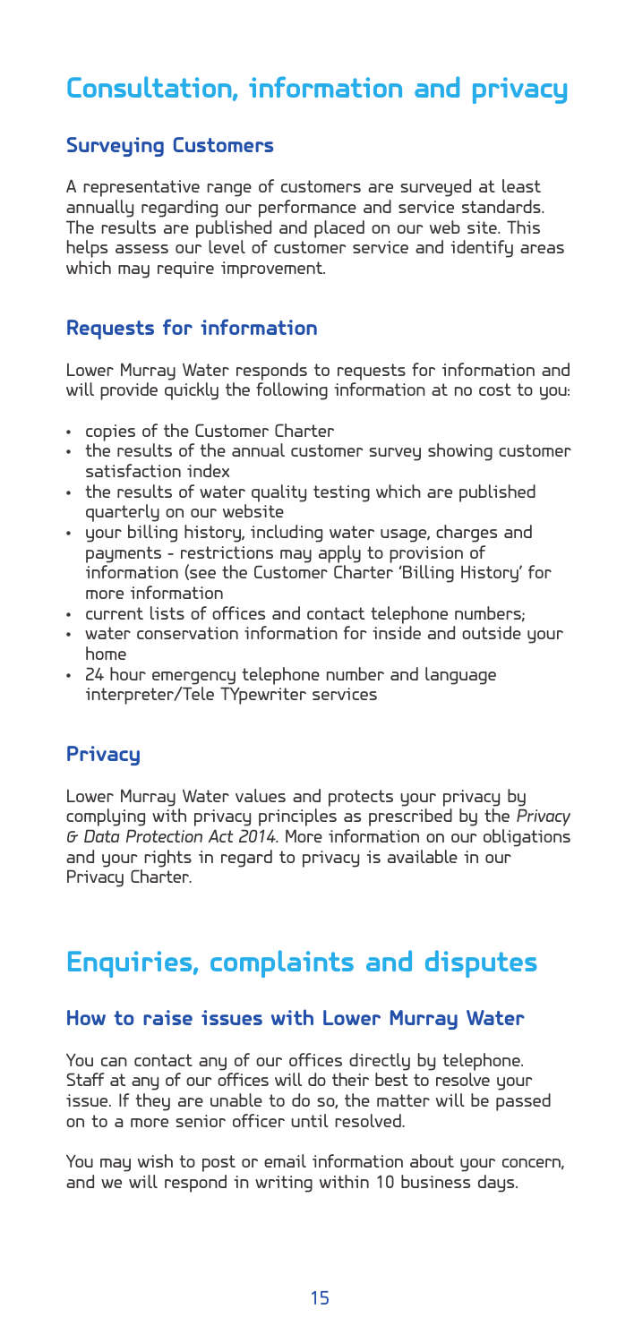# Consultation, information and privacy

## Surveying Customers

A representative range of customers are surveyed at least annually regarding our performance and service standards. The results are published and placed on our web site. This helps assess our level of customer service and identify areas which may require improvement.

## Requests for information

Lower Murray Water responds to requests for information and will provide quickly the following information at no cost to you:

- copies of the Customer Charter
- the results of the annual customer survey showing customer satisfaction index
- the results of water quality testing which are published quarterly on our website
- your billing history, including water usage, charges and payments - restrictions may apply to provision of information (see the Customer Charter 'Billing History' for more information
- current lists of offices and contact telephone numbers;
- water conservation information for inside and outside your home
- 24 hour emergency telephone number and language interpreter/Tele TYpewriter services

## Privacy

Lower Murray Water values and protects your privacy by complying with privacy principles as prescribed by the *Privacy & Data Protection Act 2014*. More information on our obligations and your rights in regard to privacy is available in our Privacy Charter.

# Enquiries, complaints and disputes

## How to raise issues with Lower Murray Water

You can contact any of our offices directly by telephone. Staff at any of our offices will do their best to resolve your issue. If they are unable to do so, the matter will be passed on to a more senior officer until resolved.

You may wish to post or email information about your concern, and we will respond in writing within 10 business days.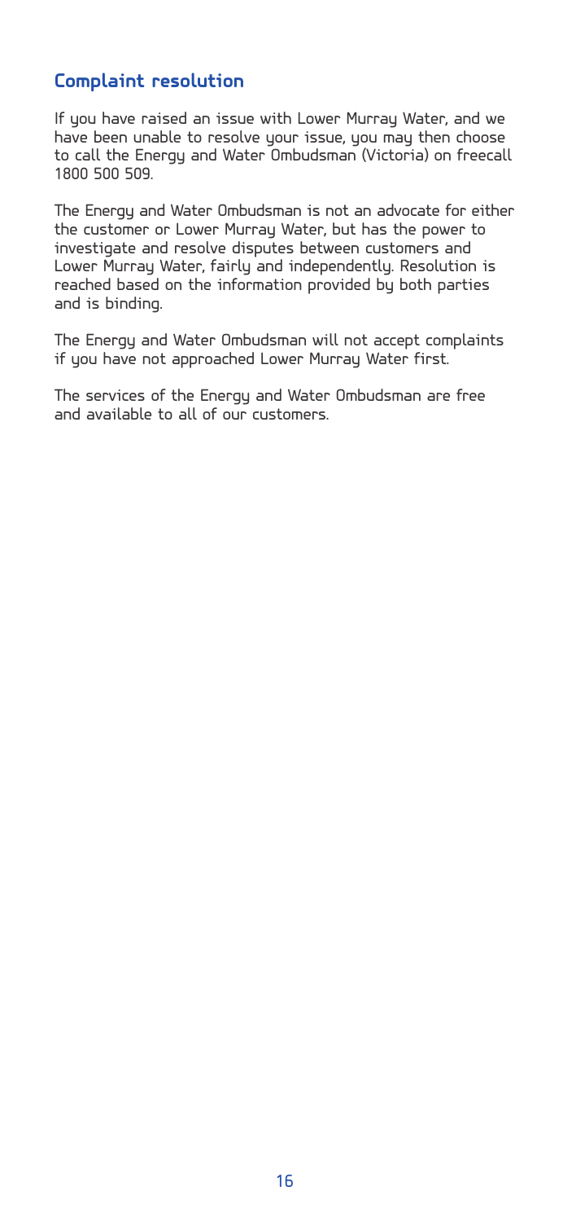## Complaint resolution

If you have raised an issue with Lower Murray Water, and we have been unable to resolve your issue, you may then choose to call the Energy and Water Ombudsman (Victoria) on freecall 1800 500 509.

The Energy and Water Ombudsman is not an advocate for either the customer or Lower Murray Water, but has the power to investigate and resolve disputes between customers and Lower Murray Water, fairly and independently. Resolution is reached based on the information provided by both parties and is binding.

The Energy and Water Ombudsman will not accept complaints if you have not approached Lower Murray Water first.

The services of the Energy and Water Ombudsman are free and available to all of our customers.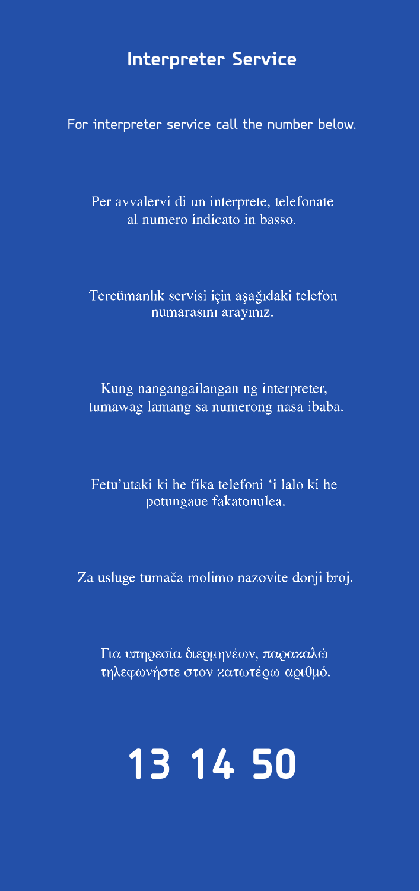# Interpreter Service

For interpreter service call the number below.

Per avvalervi di un interprete, telefonate al numero indicato in basso.

Tercümanlık servisi için aşağıdaki telefon numarasını arayınız.

Kung nangangailangan ng interpreter, tumawag lamang sa numerong nasa ibaba.

Fetu'utaki ki he fika telefoni 'i lalo ki he potungaue fakatonulea.

Za usluge tumača molimo nazovite donji broj.

Για υπηρεσία διερμηνέων, παρακαλώ τηλεφωνήστε στον κατωτέρω αριθμό.

# 13 14 50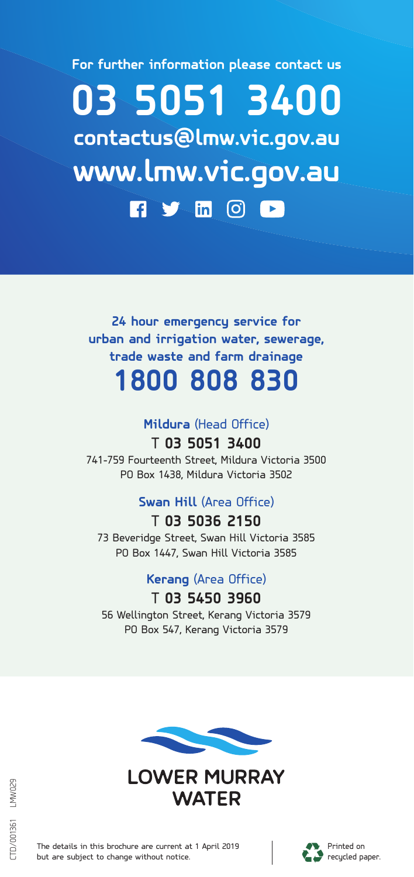For further information please contact us

# 03 5051 3400

**contactus@lmw.vic.gov.au**

**www.lmw.vic.gov.au**

**24 hour emergency service for urban and irrigation water, sewerage, trade waste and farm drainage**

# 1800 808 830

**Mildura** (Head Office)
T **03 5051 3400**
741-759 Fourteenth Street, Mildura Victoria 3500
PO Box 1438, Mildura Victoria 3502

**Swan Hill** (Area Office)
T **03 5036 2150**
73 Beveridge Street, Swan Hill Victoria 3585
PO Box 1447, Swan Hill Victoria 3585

**Kerang** (Area Office)
T **03 5450 3960**
56 Wellington Street, Kerang Victoria 3579
PO Box 547, Kerang Victoria 3579

LOWER MURRAY WATER

CTD/001361 LMW029

The details in this brochure are current at 1 April 2019 but are subject to change without notice.

Printed on recycled paper.